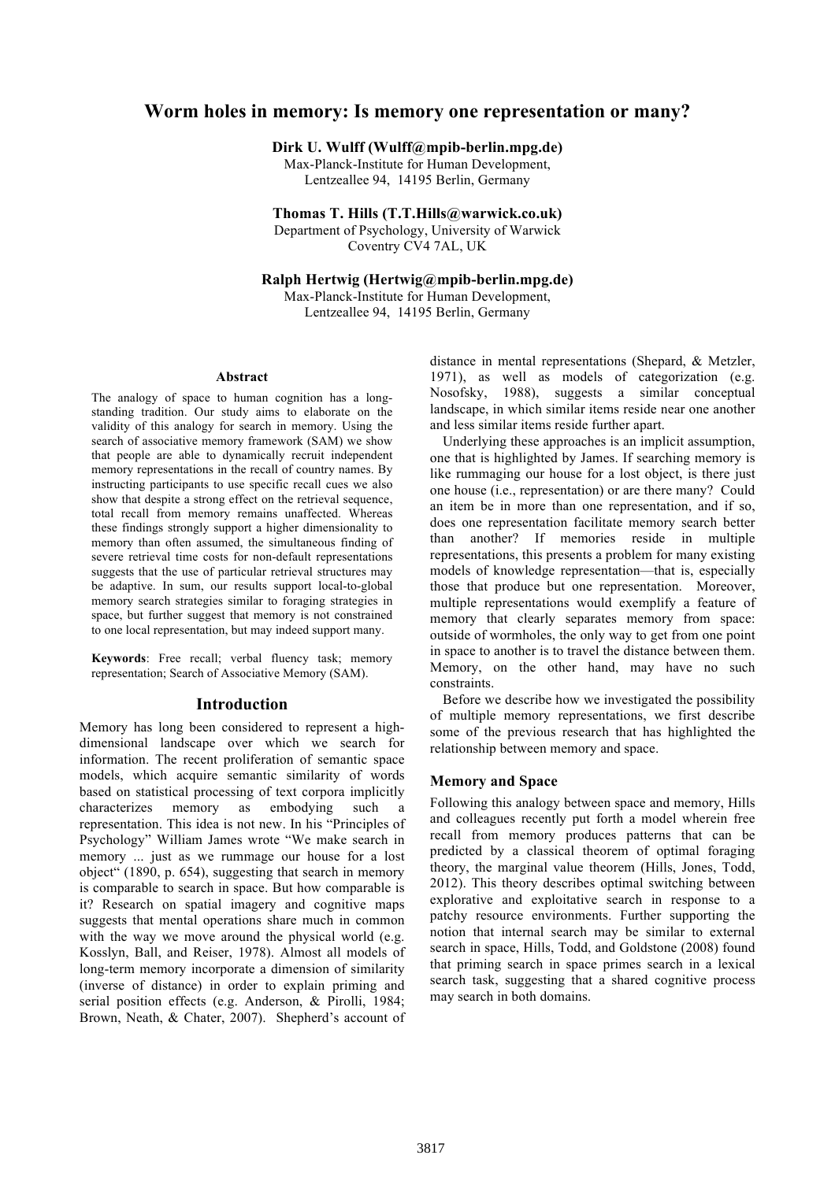# Worm holes in memory: Is memory one representation or many?

**Dirk U. Wulff (Wulff@mpib-berlin.mpg.de)**
Max-Planck-Institute for Human Development,
Lentzeallee 94, 14195 Berlin, Germany

**Thomas T. Hills (T.T.Hills@warwick.co.uk)**
Department of Psychology, University of Warwick
Coventry CV4 7AL, UK

**Ralph Hertwig (Hertwig@mpib-berlin.mpg.de)**
Max-Planck-Institute for Human Development,
Lentzeallee 94, 14195 Berlin, Germany

## Abstract

The analogy of space to human cognition has a long-standing tradition. Our study aims to elaborate on the validity of this analogy for search in memory. Using the search of associative memory framework (SAM) we show that people are able to dynamically recruit independent memory representations in the recall of country names. By instructing participants to use specific recall cues we also show that despite a strong effect on the retrieval sequence, total recall from memory remains unaffected. Whereas these findings strongly support a higher dimensionality to memory than often assumed, the simultaneous finding of severe retrieval time costs for non-default representations suggests that the use of particular retrieval structures may be adaptive. In sum, our results support local-to-global memory search strategies similar to foraging strategies in space, but further suggest that memory is not constrained to one local representation, but may indeed support many.

**Keywords**: Free recall; verbal fluency task; memory representation; Search of Associative Memory (SAM).

## Introduction

Memory has long been considered to represent a high-dimensional landscape over which we search for information. The recent proliferation of semantic space models, which acquire semantic similarity of words based on statistical processing of text corpora implicitly characterizes memory as embodying such a representation. This idea is not new. In his "Principles of Psychology" William James wrote "We make search in memory ... just as we rummage our house for a lost object" (1890, p. 654), suggesting that search in memory is comparable to search in space. But how comparable is it? Research on spatial imagery and cognitive maps suggests that mental operations share much in common with the way we move around the physical world (e.g. Kosslyn, Ball, and Reiser, 1978). Almost all models of long-term memory incorporate a dimension of similarity (inverse of distance) in order to explain priming and serial position effects (e.g. Anderson, & Pirolli, 1984; Brown, Neath, & Chater, 2007). Shepherd's account of distance in mental representations (Shepard, & Metzler, 1971), as well as models of categorization (e.g. Nosofsky, 1988), suggests a similar conceptual landscape, in which similar items reside near one another and less similar items reside further apart.

Underlying these approaches is an implicit assumption, one that is highlighted by James. If searching memory is like rummaging our house for a lost object, is there just one house (i.e., representation) or are there many? Could an item be in more than one representation, and if so, does one representation facilitate memory search better than another? If memories reside in multiple representations, this presents a problem for many existing models of knowledge representation—that is, especially those that produce but one representation. Moreover, multiple representations would exemplify a feature of memory that clearly separates memory from space: outside of wormholes, the only way to get from one point in space to another is to travel the distance between them. Memory, on the other hand, may have no such constraints.

Before we describe how we investigated the possibility of multiple memory representations, we first describe some of the previous research that has highlighted the relationship between memory and space.

### Memory and Space

Following this analogy between space and memory, Hills and colleagues recently put forth a model wherein free recall from memory produces patterns that can be predicted by a classical theorem of optimal foraging theory, the marginal value theorem (Hills, Jones, Todd, 2012). This theory describes optimal switching between explorative and exploitative search in response to a patchy resource environments. Further supporting the notion that internal search may be similar to external search in space, Hills, Todd, and Goldstone (2008) found that priming search in space primes search in a lexical search task, suggesting that a shared cognitive process may search in both domains.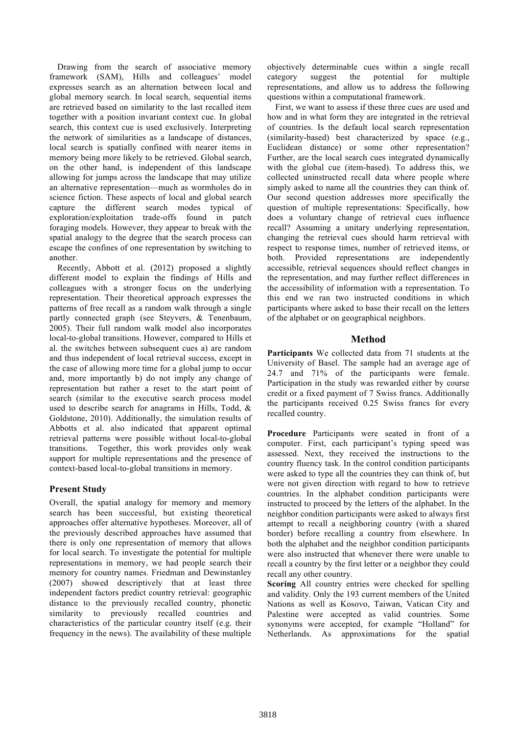Drawing from the search of associative memory framework (SAM), Hills and colleagues' model expresses search as an alternation between local and global memory search. In local search, sequential items are retrieved based on similarity to the last recalled item together with a position invariant context cue. In global search, this context cue is used exclusively. Interpreting the network of similarities as a landscape of distances, local search is spatially confined with nearer items in memory being more likely to be retrieved. Global search, on the other hand, is independent of this landscape allowing for jumps across the landscape that may utilize an alternative representation—much as wormholes do in science fiction. These aspects of local and global search capture the different search modes typical of exploration/exploitation trade-offs found in patch foraging models. However, they appear to break with the spatial analogy to the degree that the search process can escape the confines of one representation by switching to another.

Recently, Abbott et al. (2012) proposed a slightly different model to explain the findings of Hills and colleagues with a stronger focus on the underlying representation. Their theoretical approach expresses the patterns of free recall as a random walk through a single partly connected graph (see Steyvers, & Tenenbaum, 2005). Their full random walk model also incorporates local-to-global transitions. However, compared to Hills et al. the switches between subsequent cues a) are random and thus independent of local retrieval success, except in the case of allowing more time for a global jump to occur and, more importantly b) do not imply any change of representation but rather a reset to the start point of search (similar to the executive search process model used to describe search for anagrams in Hills, Todd, & Goldstone, 2010). Additionally, the simulation results of Abbotts et al. also indicated that apparent optimal retrieval patterns were possible without local-to-global transitions. Together, this work provides only weak support for multiple representations and the presence of context-based local-to-global transitions in memory.

## Present Study

Overall, the spatial analogy for memory and memory search has been successful, but existing theoretical approaches offer alternative hypotheses. Moreover, all of the previously described approaches have assumed that there is only one representation of memory that allows for local search. To investigate the potential for multiple representations in memory, we had people search their memory for country names. Friedman and Dewinstanley (2007) showed descriptively that at least three independent factors predict country retrieval: geographic distance to the previously recalled country, phonetic similarity to previously recalled countries and characteristics of the particular country itself (e.g. their frequency in the news). The availability of these multiple objectively determinable cues within a single recall category suggest the potential for multiple representations, and allow us to address the following questions within a computational framework.

First, we want to assess if these three cues are used and how and in what form they are integrated in the retrieval of countries. Is the default local search representation (similarity-based) best characterized by space (e.g., Euclidean distance) or some other representation? Further, are the local search cues integrated dynamically with the global cue (item-based). To address this, we collected uninstructed recall data where people where simply asked to name all the countries they can think of. Our second question addresses more specifically the question of multiple representations: Specifically, how does a voluntary change of retrieval cues influence recall? Assuming a unitary underlying representation, changing the retrieval cues should harm retrieval with respect to response times, number of retrieved items, or both. Provided representations are independently accessible, retrieval sequences should reflect changes in the representation, and may further reflect differences in the accessibility of information with a representation. To this end we ran two instructed conditions in which participants where asked to base their recall on the letters of the alphabet or on geographical neighbors.

## Method

**Participants** We collected data from 71 students at the University of Basel. The sample had an average age of 24.7 and 71% of the participants were female. Participation in the study was rewarded either by course credit or a fixed payment of 7 Swiss francs. Additionally the participants received 0.25 Swiss francs for every recalled country.

**Procedure** Participants were seated in front of a computer. First, each participant's typing speed was assessed. Next, they received the instructions to the country fluency task. In the control condition participants were asked to type all the countries they can think of, but were not given direction with regard to how to retrieve countries. In the alphabet condition participants were instructed to proceed by the letters of the alphabet. In the neighbor condition participants were asked to always first attempt to recall a neighboring country (with a shared border) before recalling a country from elsewhere. In both the alphabet and the neighbor condition participants were also instructed that whenever there were unable to recall a country by the first letter or a neighbor they could recall any other country.

**Scoring** All country entries were checked for spelling and validity. Only the 193 current members of the United Nations as well as Kosovo, Taiwan, Vatican City and Palestine were accepted as valid countries. Some synonyms were accepted, for example "Holland" for Netherlands. As approximations for the spatial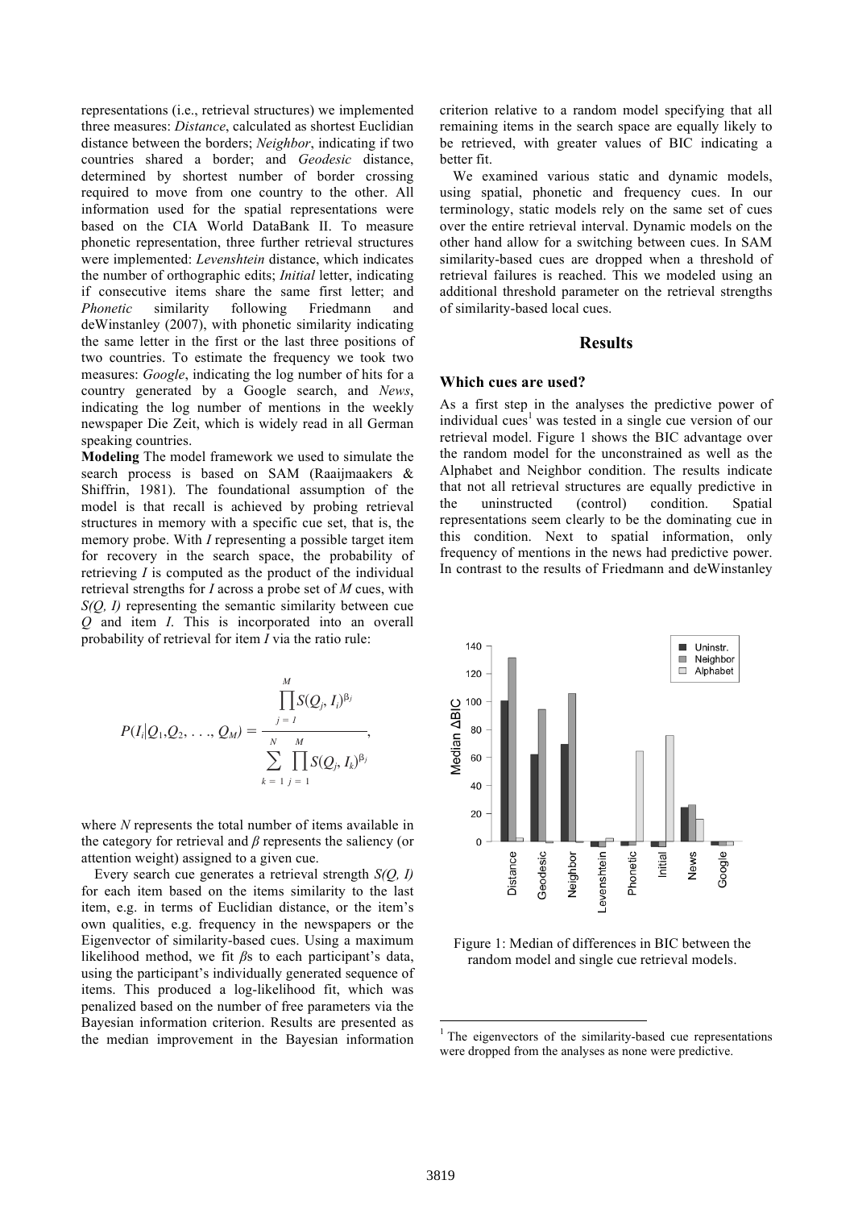representations (i.e., retrieval structures) we implemented three measures: *Distance*, calculated as shortest Euclidian distance between the borders; *Neighbor*, indicating if two countries shared a border; and *Geodesic* distance, determined by shortest number of border crossing required to move from one country to the other. All information used for the spatial representations were based on the CIA World DataBank II. To measure phonetic representation, three further retrieval structures were implemented: *Levenshtein* distance, which indicates the number of orthographic edits; *Initial* letter, indicating if consecutive items share the same first letter; and *Phonetic* similarity following Friedmann and deWinstanley (2007), with phonetic similarity indicating the same letter in the first or the last three positions of two countries. To estimate the frequency we took two measures: *Google*, indicating the log number of hits for a country generated by a Google search, and *News*, indicating the log number of mentions in the weekly newspaper Die Zeit, which is widely read in all German speaking countries.

**Modeling** The model framework we used to simulate the search process is based on SAM (Raaijmaakers & Shiffrin, 1981). The foundational assumption of the model is that recall is achieved by probing retrieval structures in memory with a specific cue set, that is, the memory probe. With $I$ representing a possible target item for recovery in the search space, the probability of retrieving $I$ is computed as the product of the individual retrieval strengths for $I$ across a probe set of $M$ cues, with $S(Q, I)$ representing the semantic similarity between cue $Q$ and item $I$. This is incorporated into an overall probability of retrieval for item $I$ via the ratio rule:

$$P(I_i|Q_1, Q_2, \ldots, Q_M) = \frac{\prod_{j=1}^{M} S(Q_j, I_i)^{\beta_j}}{\sum_{k=1}^{N} \prod_{j=1}^{M} S(Q_j, I_k)^{\beta_j}},$$

where $N$ represents the total number of items available in the category for retrieval and $\beta$ represents the saliency (or attention weight) assigned to a given cue.

Every search cue generates a retrieval strength $S(Q, I)$ for each item based on the items similarity to the last item, e.g. in terms of Euclidian distance, or the item's own qualities, e.g. frequency in the newspapers or the Eigenvector of similarity-based cues. Using a maximum likelihood method, we fit $\beta$s to each participant's data, using the participant's individually generated sequence of items. This produced a log-likelihood fit, which was penalized based on the number of free parameters via the Bayesian information criterion. Results are presented as the median improvement in the Bayesian information criterion relative to a random model specifying that all remaining items in the search space are equally likely to be retrieved, with greater values of BIC indicating a better fit.

We examined various static and dynamic models, using spatial, phonetic and frequency cues. In our terminology, static models rely on the same set of cues over the entire retrieval interval. Dynamic models on the other hand allow for a switching between cues. In SAM similarity-based cues are dropped when a threshold of retrieval failures is reached. This we modeled using an additional threshold parameter on the retrieval strengths of similarity-based local cues.

## Results

### Which cues are used?

As a first step in the analyses the predictive power of individual cues[1] was tested in a single cue version of our retrieval model. Figure 1 shows the BIC advantage over the random model for the unconstrained as well as the Alphabet and Neighbor condition. The results indicate that not all retrieval structures are equally predictive in the uninstructed (control) condition. Spatial representations seem clearly to be the dominating cue in this condition. Next to spatial information, only frequency of mentions in the news had predictive power. In contrast to the results of Friedmann and deWinstanley

Figure 1: Median of differences in BIC between the random model and single cue retrieval models.

[1] The eigenvectors of the similarity-based cue representations were dropped from the analyses as none were predictive.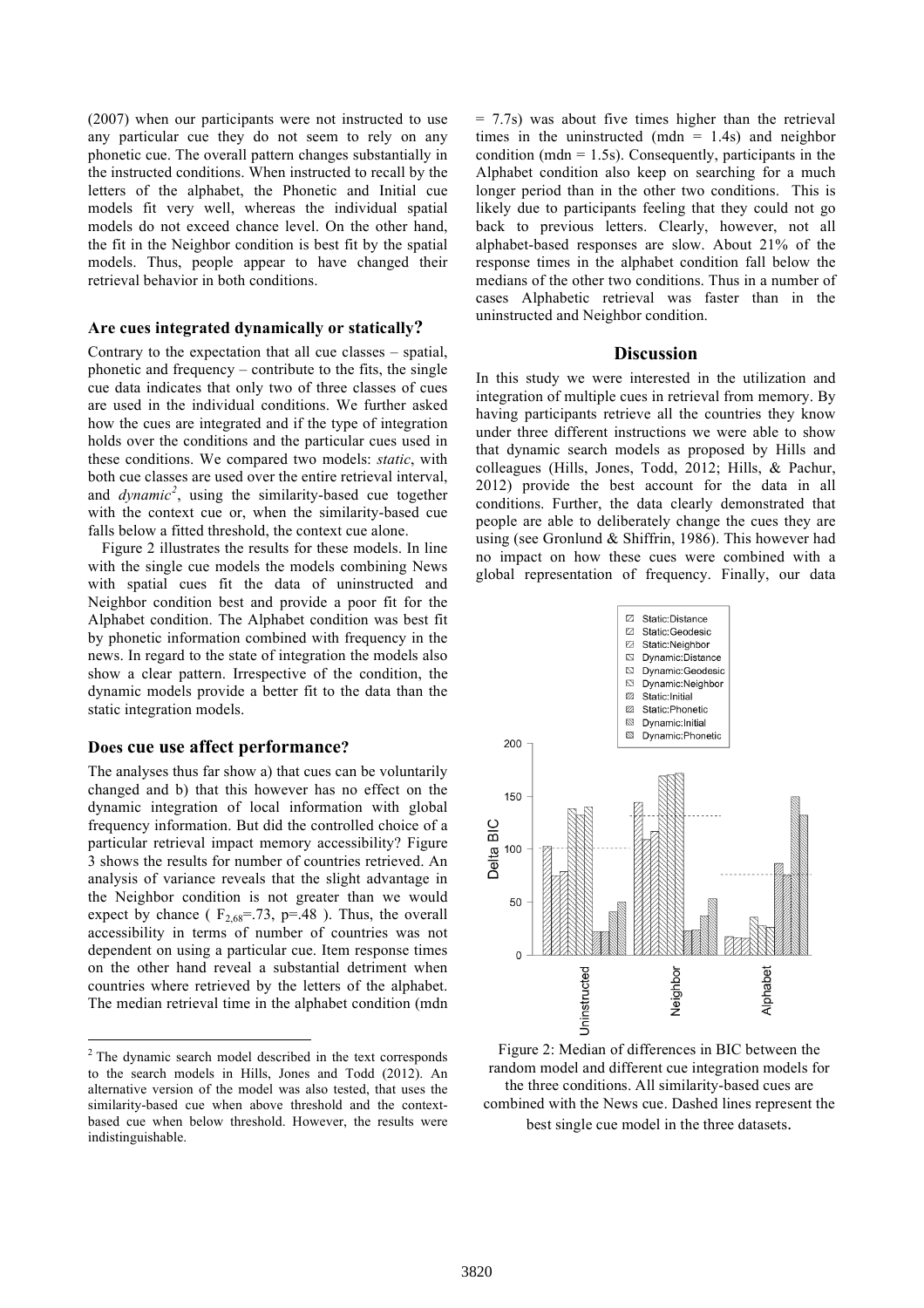(2007) when our participants were not instructed to use any particular cue they do not seem to rely on any phonetic cue. The overall pattern changes substantially in the instructed conditions. When instructed to recall by the letters of the alphabet, the Phonetic and Initial cue models fit very well, whereas the individual spatial models do not exceed chance level. On the other hand, the fit in the Neighbor condition is best fit by the spatial models. Thus, people appear to have changed their retrieval behavior in both conditions.

### Are cues integrated dynamically or statically?

Contrary to the expectation that all cue classes – spatial, phonetic and frequency – contribute to the fits, the single cue data indicates that only two of three classes of cues are used in the individual conditions. We further asked how the cues are integrated and if the type of integration holds over the conditions and the particular cues used in these conditions. We compared two models: *static*, with both cue classes are used over the entire retrieval interval, and *dynamic*[2], using the similarity-based cue together with the context cue or, when the similarity-based cue falls below a fitted threshold, the context cue alone.

Figure 2 illustrates the results for these models. In line with the single cue models the models combining News with spatial cues fit the data of uninstructed and Neighbor condition best and provide a poor fit for the Alphabet condition. The Alphabet condition was best fit by phonetic information combined with frequency in the news. In regard to the state of integration the models also show a clear pattern. Irrespective of the condition, the dynamic models provide a better fit to the data than the static integration models.

### Does cue use affect performance?

The analyses thus far show a) that cues can be voluntarily changed and b) that this however has no effect on the dynamic integration of local information with global frequency information. But did the controlled choice of a particular retrieval impact memory accessibility? Figure 3 shows the results for number of countries retrieved. An analysis of variance reveals that the slight advantage in the Neighbor condition is not greater than we would expect by chance ( $F_{2,68}$=.73, p=.48 ). Thus, the overall accessibility in terms of number of countries was not dependent on using a particular cue. Item response times on the other hand reveal a substantial detriment when countries where retrieved by the letters of the alphabet. The median retrieval time in the alphabet condition (mdn = 7.7s) was about five times higher than the retrieval times in the uninstructed (mdn = 1.4s) and neighbor condition (mdn = 1.5s). Consequently, participants in the Alphabet condition also keep on searching for a much longer period than in the other two conditions. This is likely due to participants feeling that they could not go back to previous letters. Clearly, however, not all alphabet-based responses are slow. About 21% of the response times in the alphabet condition fall below the medians of the other two conditions. Thus in a number of cases Alphabetic retrieval was faster than in the uninstructed and Neighbor condition.

## Discussion

In this study we were interested in the utilization and integration of multiple cues in retrieval from memory. By having participants retrieve all the countries they know under three different instructions we were able to show that dynamic search models as proposed by Hills and colleagues (Hills, Jones, Todd, 2012; Hills, & Pachur, 2012) provide the best account for the data in all conditions. Further, the data clearly demonstrated that people are able to deliberately change the cues they are using (see Gronlund & Shiffrin, 1986). This however had no impact on how these cues were combined with a global representation of frequency. Finally, our data

Figure 2: Median of differences in BIC between the random model and different cue integration models for the three conditions. All similarity-based cues are combined with the News cue. Dashed lines represent the best single cue model in the three datasets.

[2] The dynamic search model described in the text corresponds to the search models in Hills, Jones and Todd (2012). An alternative version of the model was also tested, that uses the similarity-based cue when above threshold and the context-based cue when below threshold. However, the results were indistinguishable.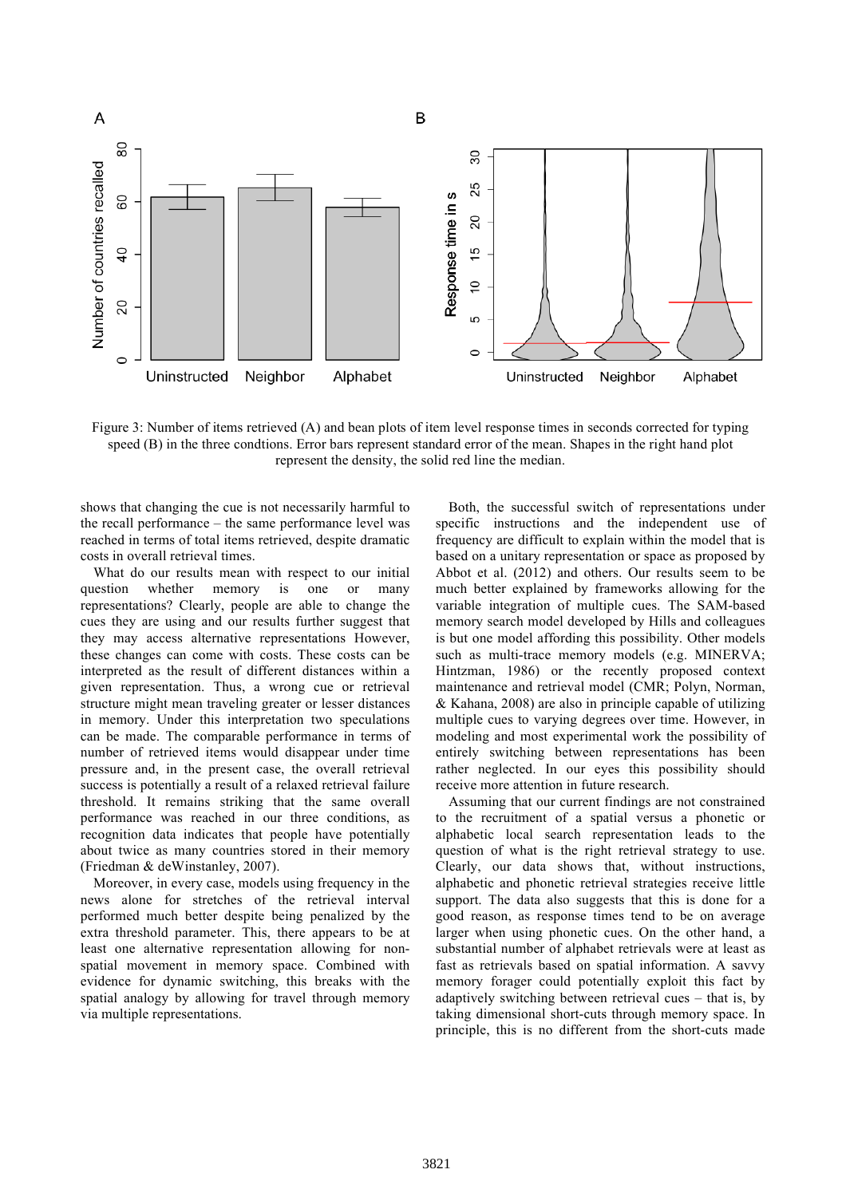Figure 3: Number of items retrieved (A) and bean plots of item level response times in seconds corrected for typing speed (B) in the three condtions. Error bars represent standard error of the mean. Shapes in the right hand plot represent the density, the solid red line the median.

shows that changing the cue is not necessarily harmful to the recall performance – the same performance level was reached in terms of total items retrieved, despite dramatic costs in overall retrieval times.

What do our results mean with respect to our initial question whether memory is one or many representations? Clearly, people are able to change the cues they are using and our results further suggest that they may access alternative representations However, these changes can come with costs. These costs can be interpreted as the result of different distances within a given representation. Thus, a wrong cue or retrieval structure might mean traveling greater or lesser distances in memory. Under this interpretation two speculations can be made. The comparable performance in terms of number of retrieved items would disappear under time pressure and, in the present case, the overall retrieval success is potentially a result of a relaxed retrieval failure threshold. It remains striking that the same overall performance was reached in our three conditions, as recognition data indicates that people have potentially about twice as many countries stored in their memory (Friedman & deWinstanley, 2007).

Moreover, in every case, models using frequency in the news alone for stretches of the retrieval interval performed much better despite being penalized by the extra threshold parameter. This, there appears to be at least one alternative representation allowing for non-spatial movement in memory space. Combined with evidence for dynamic switching, this breaks with the spatial analogy by allowing for travel through memory via multiple representations.

Both, the successful switch of representations under specific instructions and the independent use of frequency are difficult to explain within the model that is based on a unitary representation or space as proposed by Abbot et al. (2012) and others. Our results seem to be much better explained by frameworks allowing for the variable integration of multiple cues. The SAM-based memory search model developed by Hills and colleagues is but one model affording this possibility. Other models such as multi-trace memory models (e.g. MINERVA; Hintzman, 1986) or the recently proposed context maintenance and retrieval model (CMR; Polyn, Norman, & Kahana, 2008) are also in principle capable of utilizing multiple cues to varying degrees over time. However, in modeling and most experimental work the possibility of entirely switching between representations has been rather neglected. In our eyes this possibility should receive more attention in future research.

Assuming that our current findings are not constrained to the recruitment of a spatial versus a phonetic or alphabetic local search representation leads to the question of what is the right retrieval strategy to use. Clearly, our data shows that, without instructions, alphabetic and phonetic retrieval strategies receive little support. The data also suggests that this is done for a good reason, as response times tend to be on average larger when using phonetic cues. On the other hand, a substantial number of alphabet retrievals were at least as fast as retrievals based on spatial information. A savvy memory forager could potentially exploit this fact by adaptively switching between retrieval cues – that is, by taking dimensional short-cuts through memory space. In principle, this is no different from the short-cuts made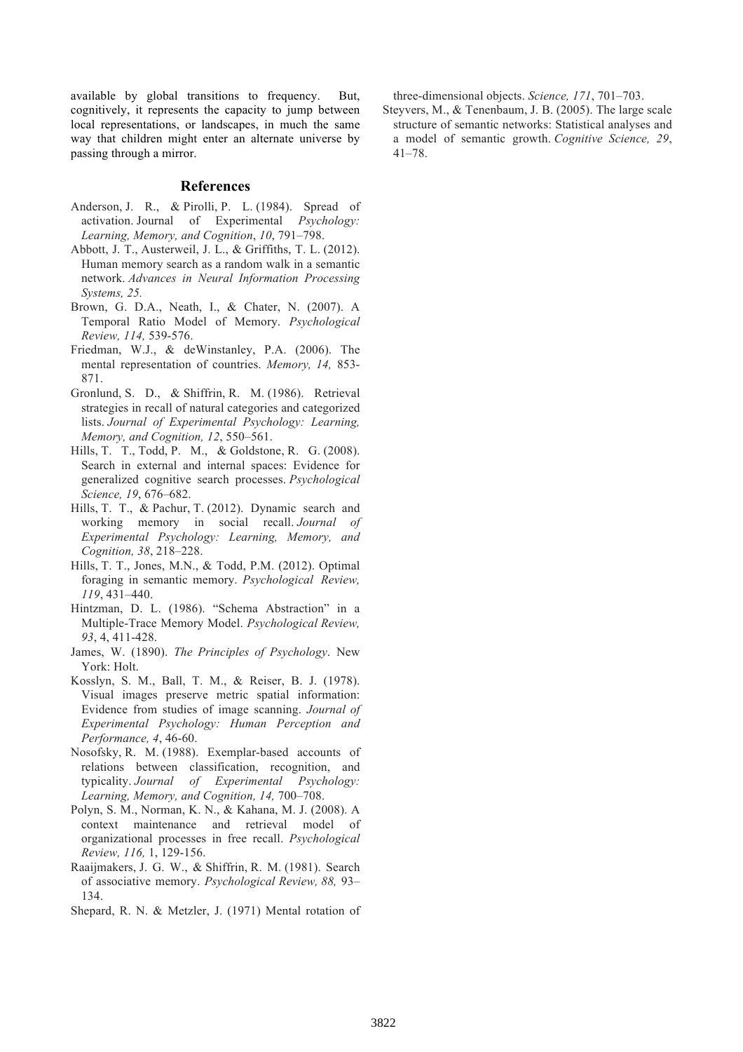available by global transitions to frequency. But, cognitively, it represents the capacity to jump between local representations, or landscapes, in much the same way that children might enter an alternate universe by passing through a mirror.

## References

Anderson, J. R., & Pirolli, P. L. (1984). Spread of activation. Journal of Experimental *Psychology: Learning, Memory, and Cognition*, *10*, 791–798.

Abbott, J. T., Austerweil, J. L., & Griffiths, T. L. (2012). Human memory search as a random walk in a semantic network. *Advances in Neural Information Processing Systems, 25.*

Brown, G. D.A., Neath, I., & Chater, N. (2007). A Temporal Ratio Model of Memory. *Psychological Review, 114,* 539-576.

Friedman, W.J., & deWinstanley, P.A. (2006). The mental representation of countries. *Memory, 14,* 853-871.

Gronlund, S. D., & Shiffrin, R. M. (1986). Retrieval strategies in recall of natural categories and categorized lists. *Journal of Experimental Psychology: Learning, Memory, and Cognition, 12*, 550–561.

Hills, T. T., Todd, P. M., & Goldstone, R. G. (2008). Search in external and internal spaces: Evidence for generalized cognitive search processes. *Psychological Science, 19*, 676–682.

Hills, T. T., & Pachur, T. (2012). Dynamic search and working memory in social recall. *Journal of Experimental Psychology: Learning, Memory, and Cognition, 38*, 218–228.

Hills, T. T., Jones, M.N., & Todd, P.M. (2012). Optimal foraging in semantic memory. *Psychological Review, 119*, 431–440.

Hintzman, D. L. (1986). "Schema Abstraction" in a Multiple-Trace Memory Model. *Psychological Review, 93*, 4, 411-428.

James, W. (1890). *The Principles of Psychology*. New York: Holt.

Kosslyn, S. M., Ball, T. M., & Reiser, B. J. (1978). Visual images preserve metric spatial information: Evidence from studies of image scanning. *Journal of Experimental Psychology: Human Perception and Performance, 4*, 46-60.

Nosofsky, R. M. (1988). Exemplar-based accounts of relations between classification, recognition, and typicality. *Journal of Experimental Psychology: Learning, Memory, and Cognition, 14,* 700–708.

Polyn, S. M., Norman, K. N., & Kahana, M. J. (2008). A context maintenance and retrieval model of organizational processes in free recall. *Psychological Review, 116,* 1, 129-156.

Raaijmakers, J. G. W., & Shiffrin, R. M. (1981). Search of associative memory. *Psychological Review, 88,* 93–134.

Shepard, R. N. & Metzler, J. (1971) Mental rotation of three-dimensional objects. *Science, 171*, 701–703.

Steyvers, M., & Tenenbaum, J. B. (2005). The large scale structure of semantic networks: Statistical analyses and a model of semantic growth. *Cognitive Science, 29*, 41–78.